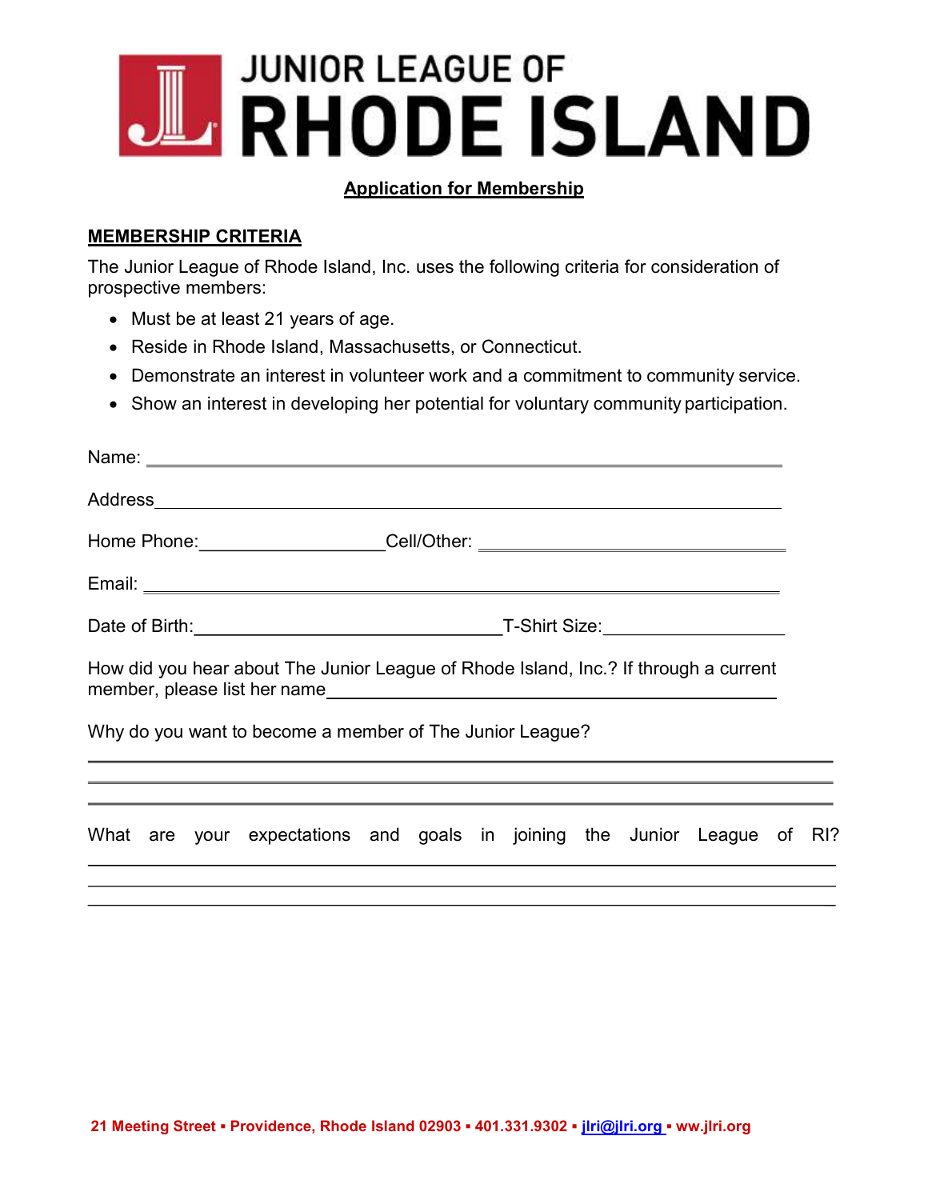# JUNIOR LEAGUE OF RHODE ISLAND

**Application for Membership**

## MEMBERSHIP CRITERIA

The Junior League of Rhode Island, Inc. uses the following criteria for consideration of prospective members:

- Must be at least 21 years of age.
- Reside in Rhode Island, Massachusetts, or Connecticut.
- Demonstrate an interest in volunteer work and a commitment to community service.
- Show an interest in developing her potential for voluntary community participation.

Name: ______________________________________________

Address ______________________________________________

Home Phone: __________________ Cell/Other: __________________

Email: ______________________________________________

Date of Birth: __________________ T-Shirt Size: __________________

How did you hear about The Junior League of Rhode Island, Inc.? If through a current member, please list her name ______________________________

Why do you want to become a member of The Junior League?

______________________________________________

______________________________________________

______________________________________________

What are your expectations and goals in joining the Junior League of RI?

______________________________________________

______________________________________________

______________________________________________

21 Meeting Street ▪ Providence, Rhode Island 02903 ▪ 401.331.9302 ▪ jlri@jlri.org ▪ ww.jlri.org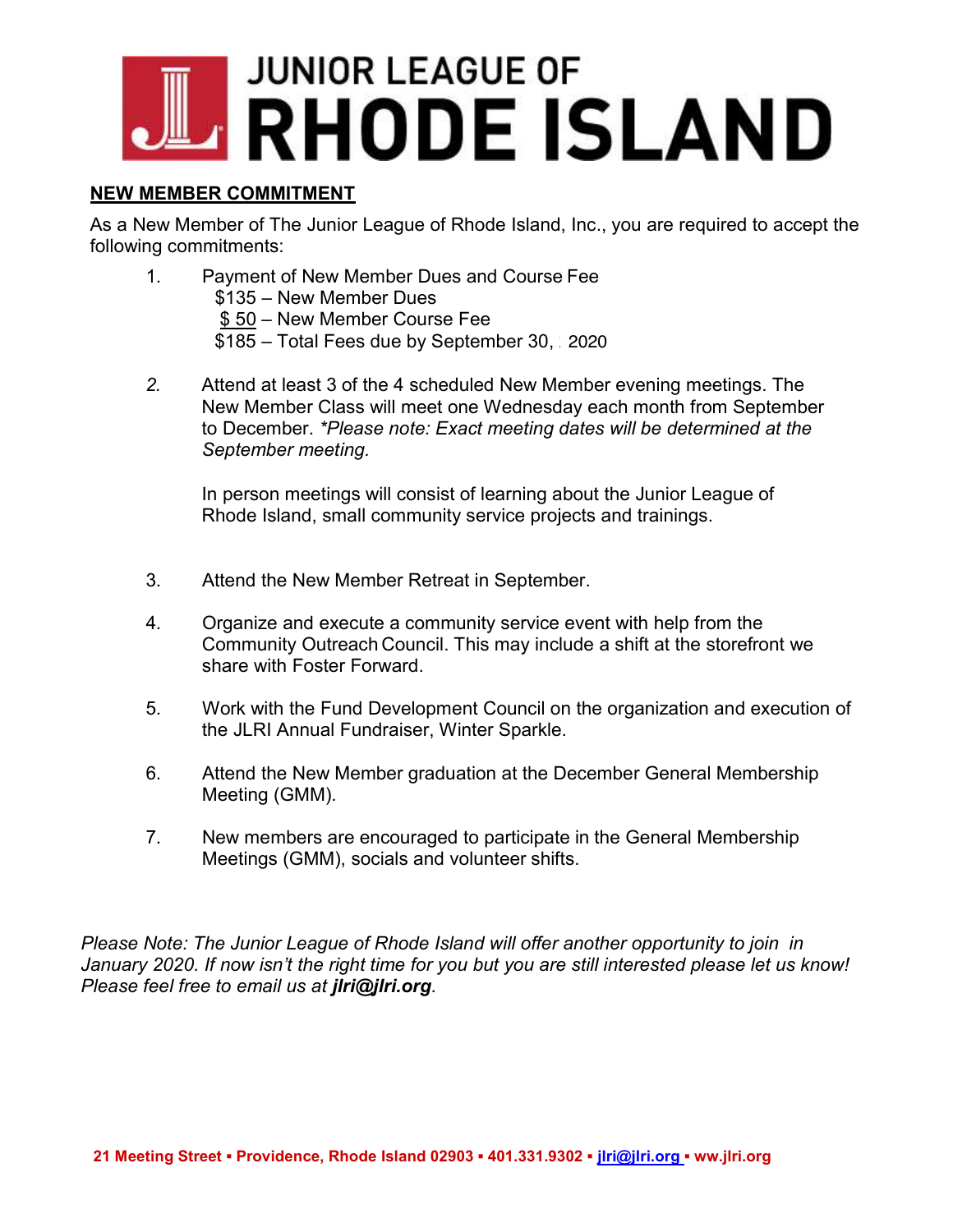# JUNIOR LEAGUE OF RHODE ISLAND

**NEW MEMBER COMMITMENT**

As a New Member of The Junior League of Rhode Island, Inc., you are required to accept the following commitments:

1. Payment of New Member Dues and Course Fee
   $135 – New Member Dues
   $ 50 – New Member Course Fee
   $185 – Total Fees due by September 30, 2020

2. Attend at least 3 of the 4 scheduled New Member evening meetings. The New Member Class will meet one Wednesday each month from September to December. *\*Please note: Exact meeting dates will be determined at the September meeting.*

   In person meetings will consist of learning about the Junior League of Rhode Island, small community service projects and trainings.

3. Attend the New Member Retreat in September.

4. Organize and execute a community service event with help from the Community Outreach Council. This may include a shift at the storefront we share with Foster Forward.

5. Work with the Fund Development Council on the organization and execution of the JLRI Annual Fundraiser, Winter Sparkle.

6. Attend the New Member graduation at the December General Membership Meeting (GMM).

7. New members are encouraged to participate in the General Membership Meetings (GMM), socials and volunteer shifts.

*Please Note: The Junior League of Rhode Island will offer another opportunity to join in January 2020. If now isn't the right time for you but you are still interested please let us know! Please feel free to email us at* ***jlri@jlri.org****.*

**21 Meeting Street ▪ Providence, Rhode Island 02903 ▪ 401.331.9302 ▪ jlri@jlri.org ▪ ww.jlri.org**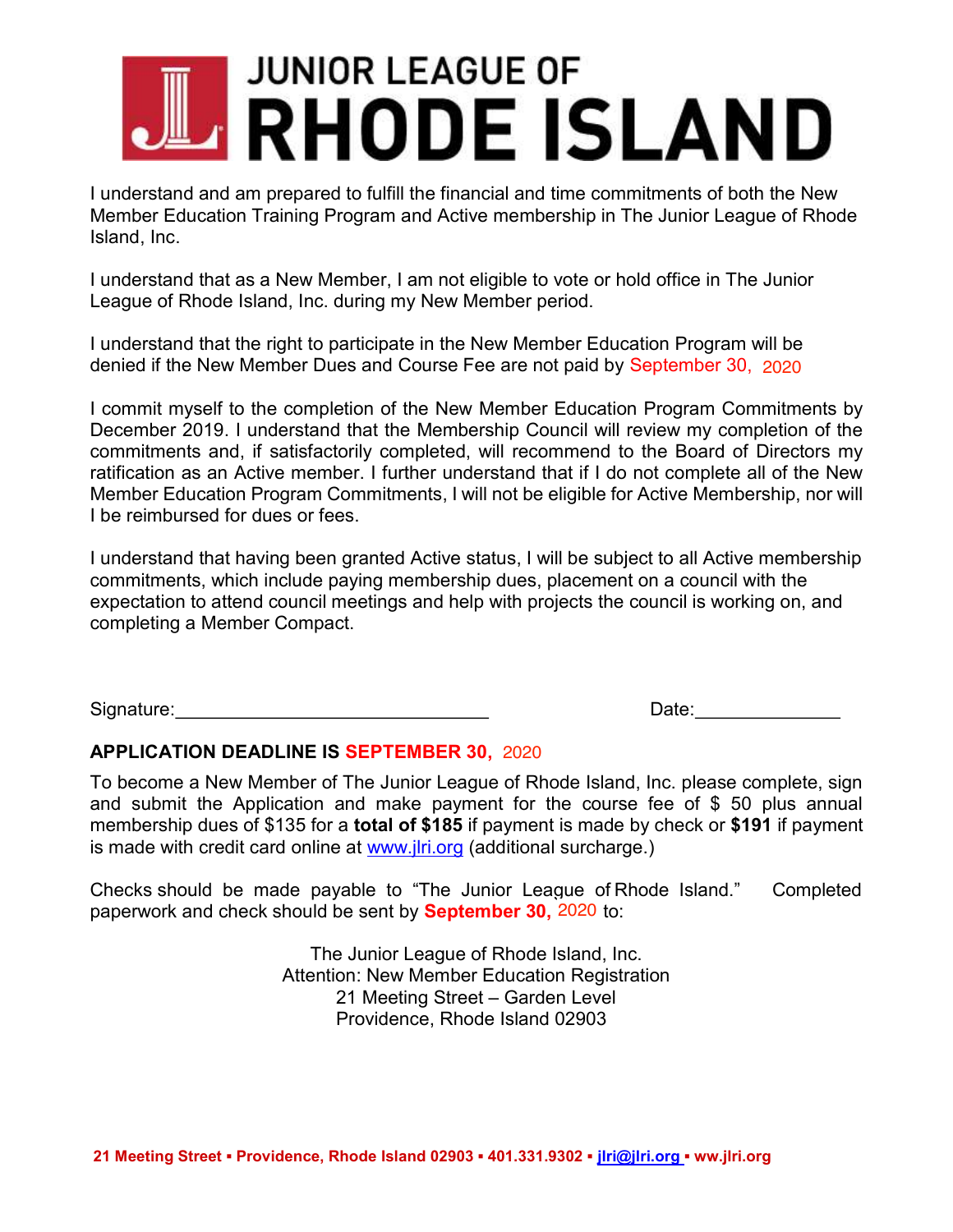# JUNIOR LEAGUE OF RHODE ISLAND

I understand and am prepared to fulfill the financial and time commitments of both the New Member Education Training Program and Active membership in The Junior League of Rhode Island, Inc.

I understand that as a New Member, I am not eligible to vote or hold office in The Junior League of Rhode Island, Inc. during my New Member period.

I understand that the right to participate in the New Member Education Program will be denied if the New Member Dues and Course Fee are not paid by September 30, 2020

I commit myself to the completion of the New Member Education Program Commitments by December 2019. I understand that the Membership Council will review my completion of the commitments and, if satisfactorily completed, will recommend to the Board of Directors my ratification as an Active member. I further understand that if I do not complete all of the New Member Education Program Commitments, I will not be eligible for Active Membership, nor will I be reimbursed for dues or fees.

I understand that having been granted Active status, I will be subject to all Active membership commitments, which include paying membership dues, placement on a council with the expectation to attend council meetings and help with projects the council is working on, and completing a Member Compact.

Signature:______________________________ Date:______________

**APPLICATION DEADLINE IS SEPTEMBER 30,** 2020

To become a New Member of The Junior League of Rhode Island, Inc. please complete, sign and submit the Application and make payment for the course fee of $ 50 plus annual membership dues of $135 for a **total of $185** if payment is made by check or **$191** if payment is made with credit card online at www.jlri.org (additional surcharge.)

Checks should be made payable to "The Junior League of Rhode Island." Completed paperwork and check should be sent by **September 30,** 2020 to:

The Junior League of Rhode Island, Inc.
Attention: New Member Education Registration
21 Meeting Street – Garden Level
Providence, Rhode Island 02903

**21 Meeting Street ▪ Providence, Rhode Island 02903 ▪ 401.331.9302 ▪ jlri@jlri.org ▪ ww.jlri.org**